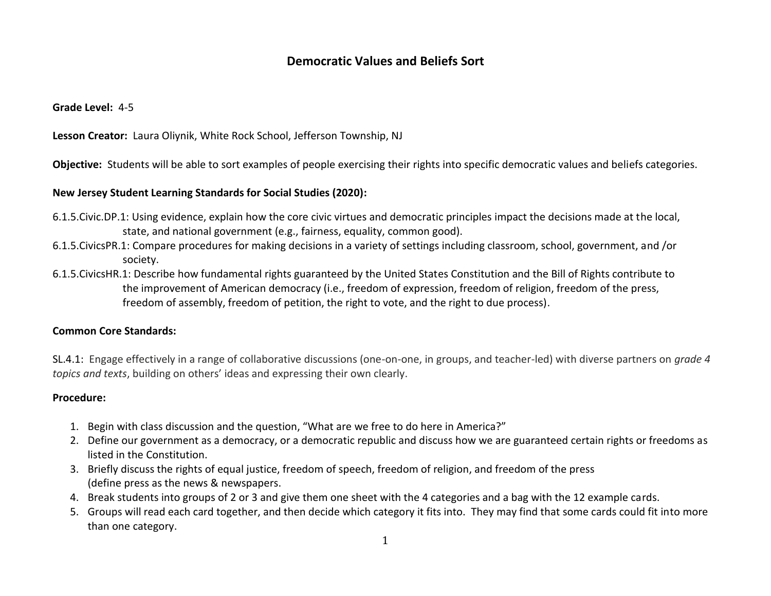# Democratic Values and Beliefs Sort

**Grade Level:** 4-5

**Lesson Creator:** Laura Oliynik, White Rock School, Jefferson Township, NJ

**Objective:** Students will be able to sort examples of people exercising their rights into specific democratic values and beliefs categories.

**New Jersey Student Learning Standards for Social Studies (2020):**

6.1.5.Civic.DP.1: Using evidence, explain how the core civic virtues and democratic principles impact the decisions made at the local, state, and national government (e.g., fairness, equality, common good).

6.1.5.CivicsPR.1: Compare procedures for making decisions in a variety of settings including classroom, school, government, and /or society.

6.1.5.CivicsHR.1: Describe how fundamental rights guaranteed by the United States Constitution and the Bill of Rights contribute to the improvement of American democracy (i.e., freedom of expression, freedom of religion, freedom of the press, freedom of assembly, freedom of petition, the right to vote, and the right to due process).

**Common Core Standards:**

SL.4.1: Engage effectively in a range of collaborative discussions (one-on-one, in groups, and teacher-led) with diverse partners on *grade 4 topics and texts*, building on others' ideas and expressing their own clearly.

**Procedure:**

1. Begin with class discussion and the question, "What are we free to do here in America?"
2. Define our government as a democracy, or a democratic republic and discuss how we are guaranteed certain rights or freedoms as listed in the Constitution.
3. Briefly discuss the rights of equal justice, freedom of speech, freedom of religion, and freedom of the press (define press as the news & newspapers.
4. Break students into groups of 2 or 3 and give them one sheet with the 4 categories and a bag with the 12 example cards.
5. Groups will read each card together, and then decide which category it fits into. They may find that some cards could fit into more than one category.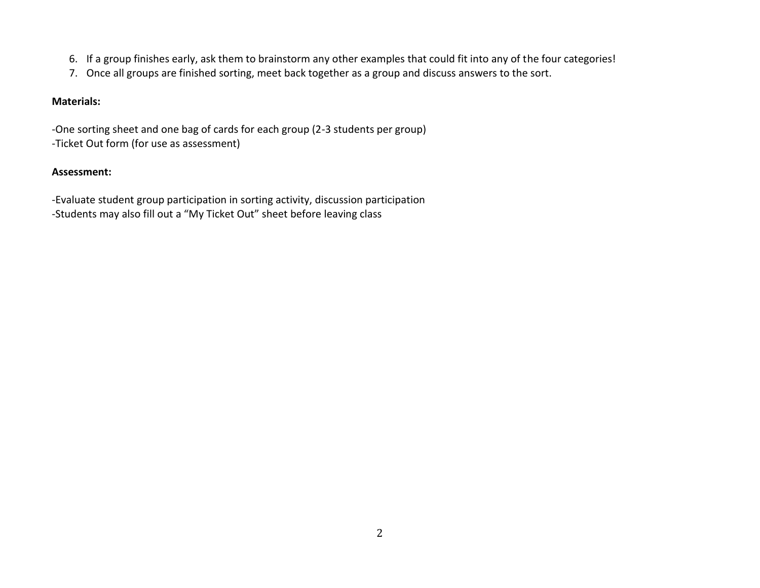6. If a group finishes early, ask them to brainstorm any other examples that could fit into any of the four categories!
7. Once all groups are finished sorting, meet back together as a group and discuss answers to the sort.

**Materials:**

-One sorting sheet and one bag of cards for each group (2-3 students per group)
-Ticket Out form (for use as assessment)

**Assessment:**

-Evaluate student group participation in sorting activity, discussion participation
-Students may also fill out a "My Ticket Out" sheet before leaving class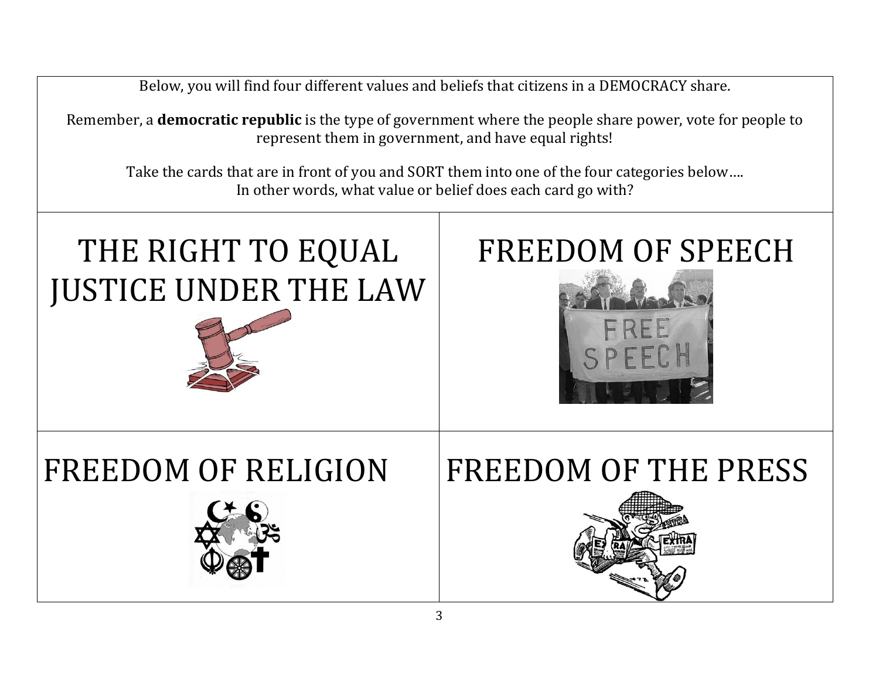Below, you will find four different values and beliefs that citizens in a DEMOCRACY share.

Remember, a **democratic republic** is the type of government where the people share power, vote for people to represent them in government, and have equal rights!

Take the cards that are in front of you and SORT them into one of the four categories below….
In other words, what value or belief does each card go with?

| THE RIGHT TO EQUAL JUSTICE UNDER THE LAW | FREEDOM OF SPEECH |
| --- | --- |
| FREEDOM OF RELIGION | FREEDOM OF THE PRESS |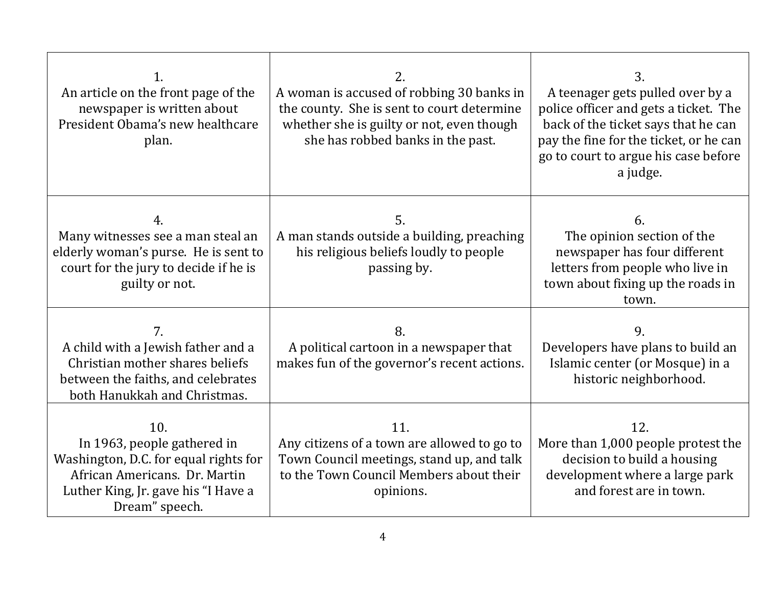| | | |
|---|---|---|
| 1.<br>An article on the front page of the newspaper is written about President Obama's new healthcare plan. | 2.<br>A woman is accused of robbing 30 banks in the county. She is sent to court determine whether she is guilty or not, even though she has robbed banks in the past. | 3.<br>A teenager gets pulled over by a police officer and gets a ticket. The back of the ticket says that he can pay the fine for the ticket, or he can go to court to argue his case before a judge. |
| 4.<br>Many witnesses see a man steal an elderly woman's purse. He is sent to court for the jury to decide if he is guilty or not. | 5.<br>A man stands outside a building, preaching his religious beliefs loudly to people passing by. | 6.<br>The opinion section of the newspaper has four different letters from people who live in town about fixing up the roads in town. |
| 7.<br>A child with a Jewish father and a Christian mother shares beliefs between the faiths, and celebrates both Hanukkah and Christmas. | 8.<br>A political cartoon in a newspaper that makes fun of the governor's recent actions. | 9.<br>Developers have plans to build an Islamic center (or Mosque) in a historic neighborhood. |
| 10.<br>In 1963, people gathered in Washington, D.C. for equal rights for African Americans. Dr. Martin Luther King, Jr. gave his "I Have a Dream" speech. | 11.<br>Any citizens of a town are allowed to go to Town Council meetings, stand up, and talk to the Town Council Members about their opinions. | 12.<br>More than 1,000 people protest the decision to build a housing development where a large park and forest are in town. |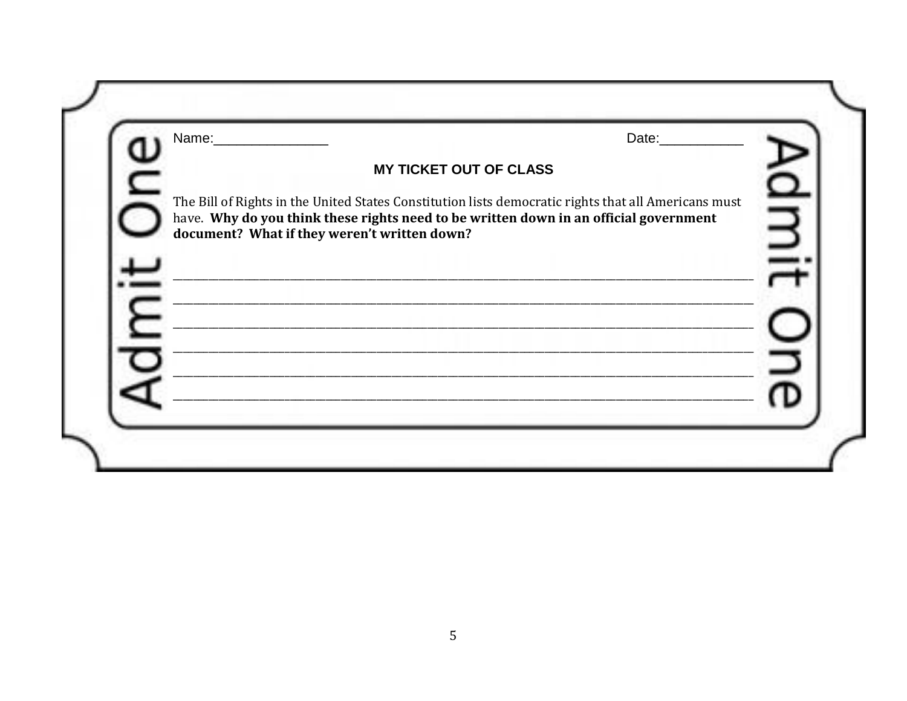Name:_______________ Date:___________

**MY TICKET OUT OF CLASS**

The Bill of Rights in the United States Constitution lists democratic rights that all Americans must have. **Why do you think these rights need to be written down in an official government document? What if they weren't written down?**

______________________________________________________________________________

______________________________________________________________________________

______________________________________________________________________________

______________________________________________________________________________

______________________________________________________________________________

______________________________________________________________________________